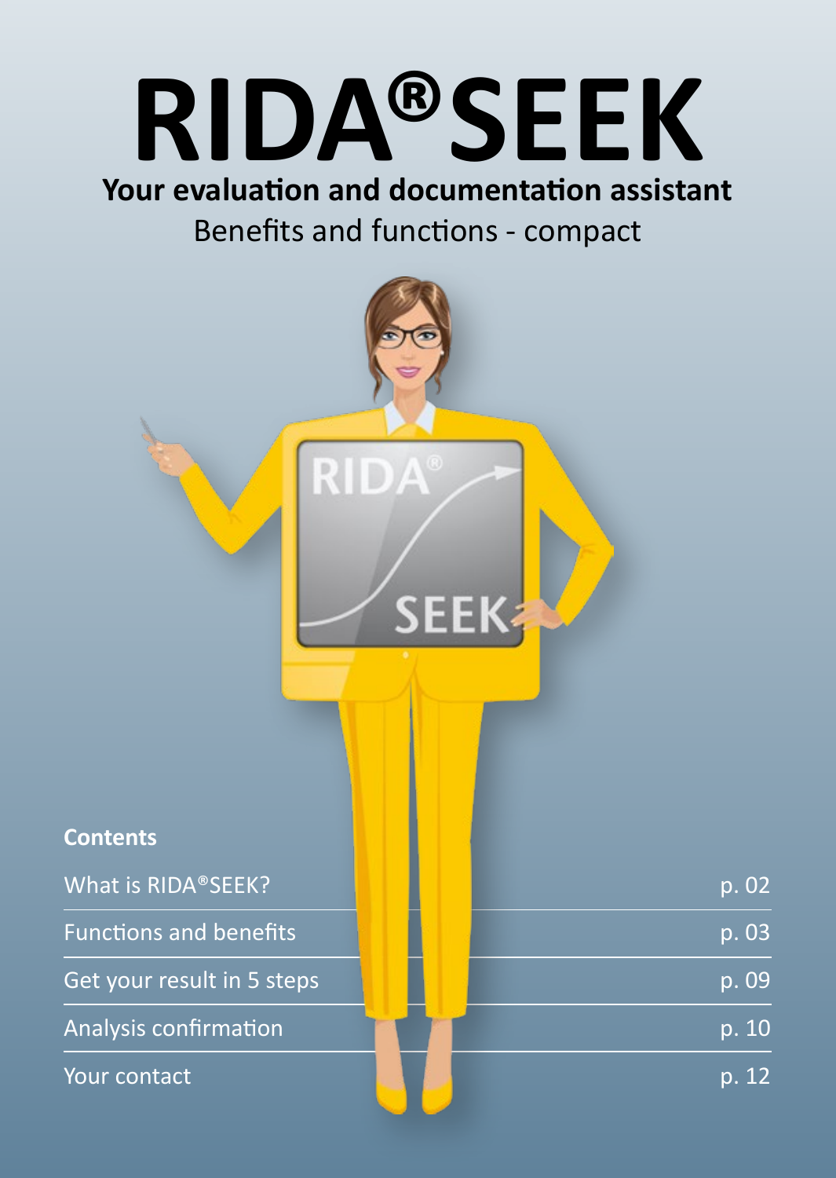# RIDA®SEEK

**Your evaluation and documentation assistant**

Benefits and functions - compact

**Contents**

| | |
|---|---|
| What is RIDA®SEEK? | p. 02 |
| Functions and benefits | p. 03 |
| Get your result in 5 steps | p. 09 |
| Analysis confirmation | p. 10 |
| Your contact | p. 12 |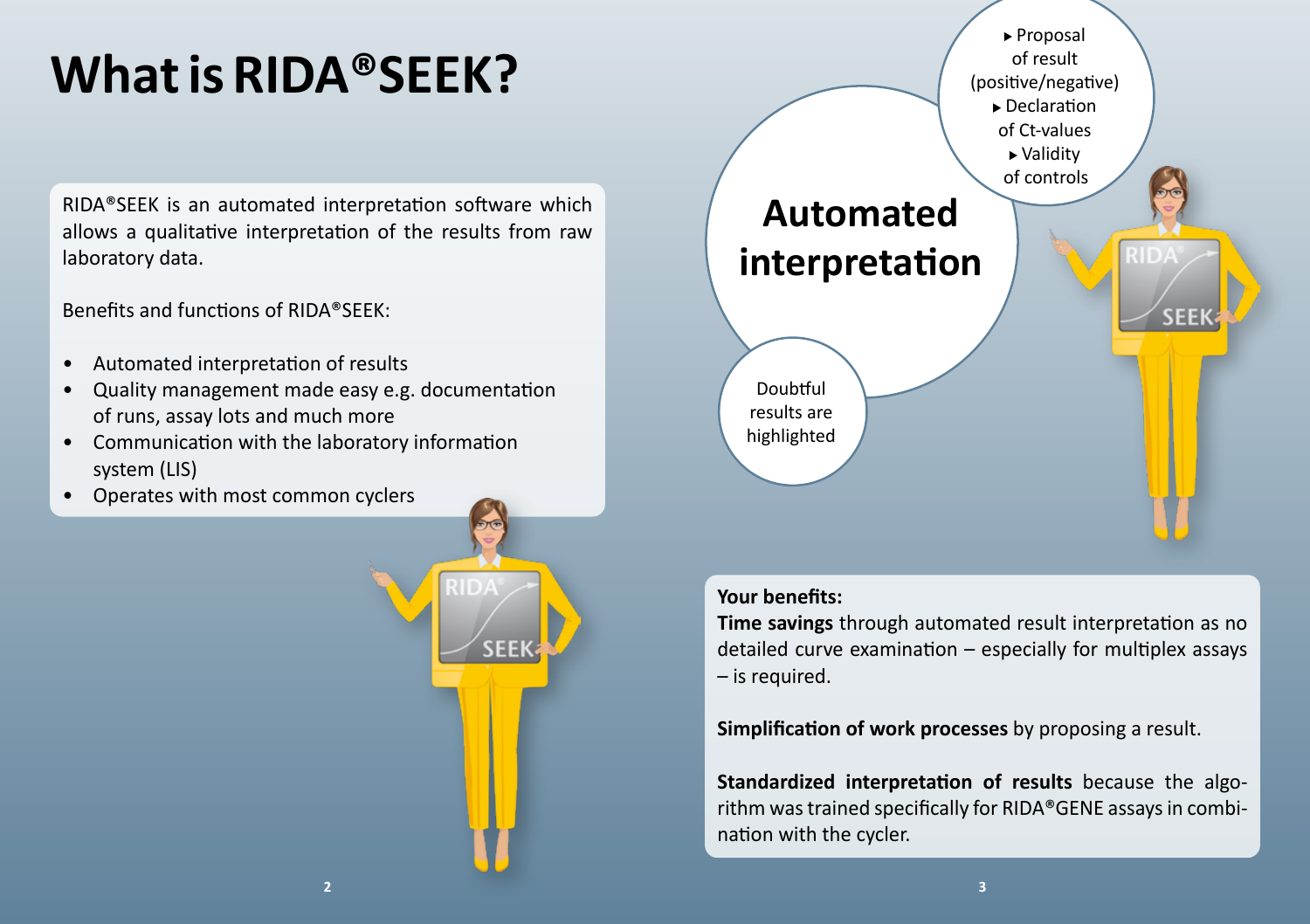# What is RIDA®SEEK?

RIDA®SEEK is an automated interpretation software which allows a qualitative interpretation of the results from raw laboratory data.

Benefits and functions of RIDA®SEEK:

- Automated interpretation of results
- Quality management made easy e.g. documentation of runs, assay lots and much more
- Communication with the laboratory information system (LIS)
- Operates with most common cyclers

## Automated interpretation

- Proposal of result (positive/negative)
- Declaration of Ct-values
- Validity of controls

Doubtful results are highlighted

**Your benefits:**

**Time savings** through automated result interpretation as no detailed curve examination – especially for multiplex assays – is required.

**Simplification of work processes** by proposing a result.

**Standardized interpretation of results** because the algorithm was trained specifically for RIDA®GENE assays in combination with the cycler.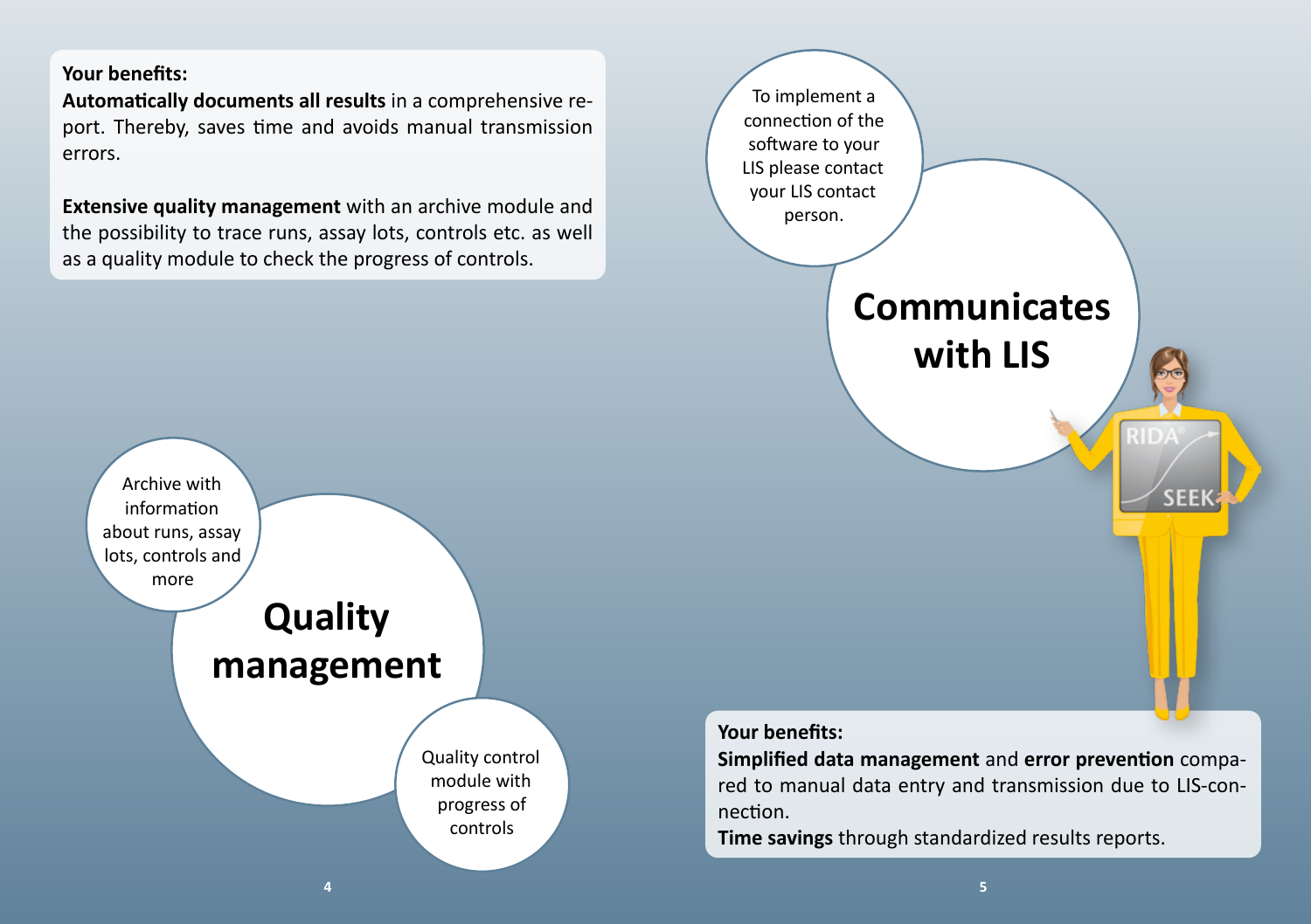**Your benefits:**
**Automatically documents all results** in a comprehensive report. Thereby, saves time and avoids manual transmission errors.

**Extensive quality management** with an archive module and the possibility to trace runs, assay lots, controls etc. as well as a quality module to check the progress of controls.

## Quality management

Archive with information about runs, assay lots, controls and more

Quality control module with progress of controls

## Communicates with LIS

To implement a connection of the software to your LIS please contact your LIS contact person.

**Your benefits:**
**Simplified data management** and **error prevention** compared to manual data entry and transmission due to LIS-connection.
**Time savings** through standardized results reports.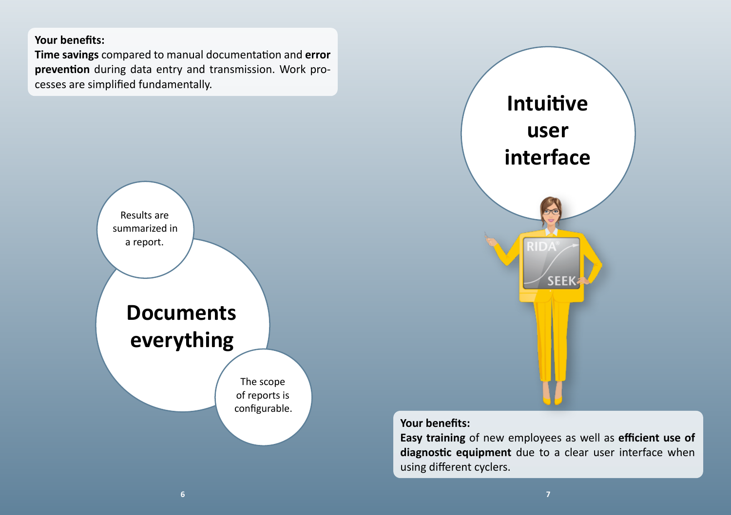**Your benefits:**
**Time savings** compared to manual documentation and **error prevention** during data entry and transmission. Work processes are simplified fundamentally.

Results are summarized in a report.

## Documents everything

The scope of reports is configurable.

## Intuitive user interface

**Your benefits:**
**Easy training** of new employees as well as **efficient use of diagnostic equipment** due to a clear user interface when using different cyclers.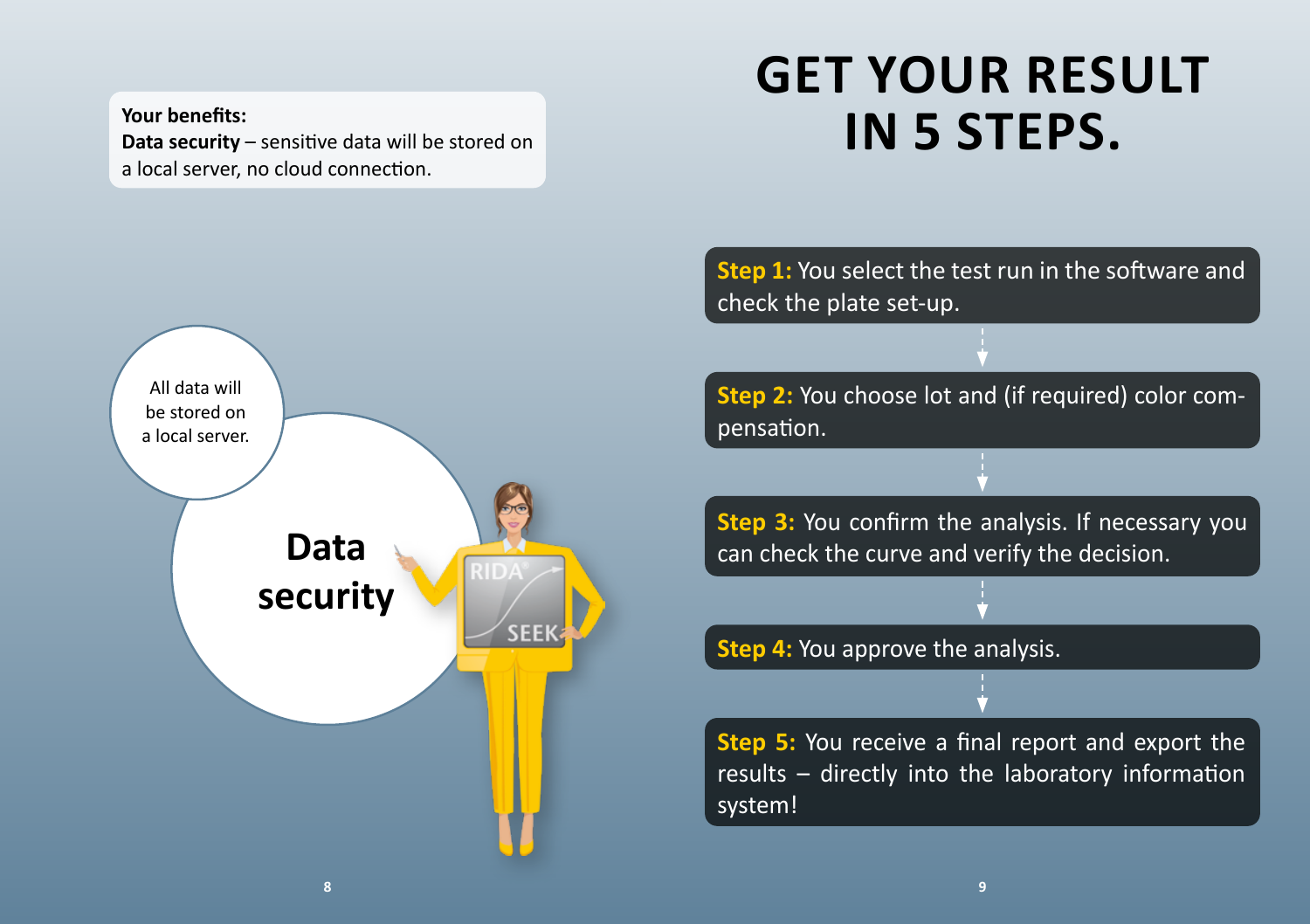**Your benefits:**
**Data security** – sensitive data will be stored on a local server, no cloud connection.

All data will be stored on a local server.

**Data security**

# GET YOUR RESULT IN 5 STEPS.

**Step 1:** You select the test run in the software and check the plate set-up.

**Step 2:** You choose lot and (if required) color compensation.

**Step 3:** You confirm the analysis. If necessary you can check the curve and verify the decision.

**Step 4:** You approve the analysis.

**Step 5:** You receive a final report and export the results – directly into the laboratory information system!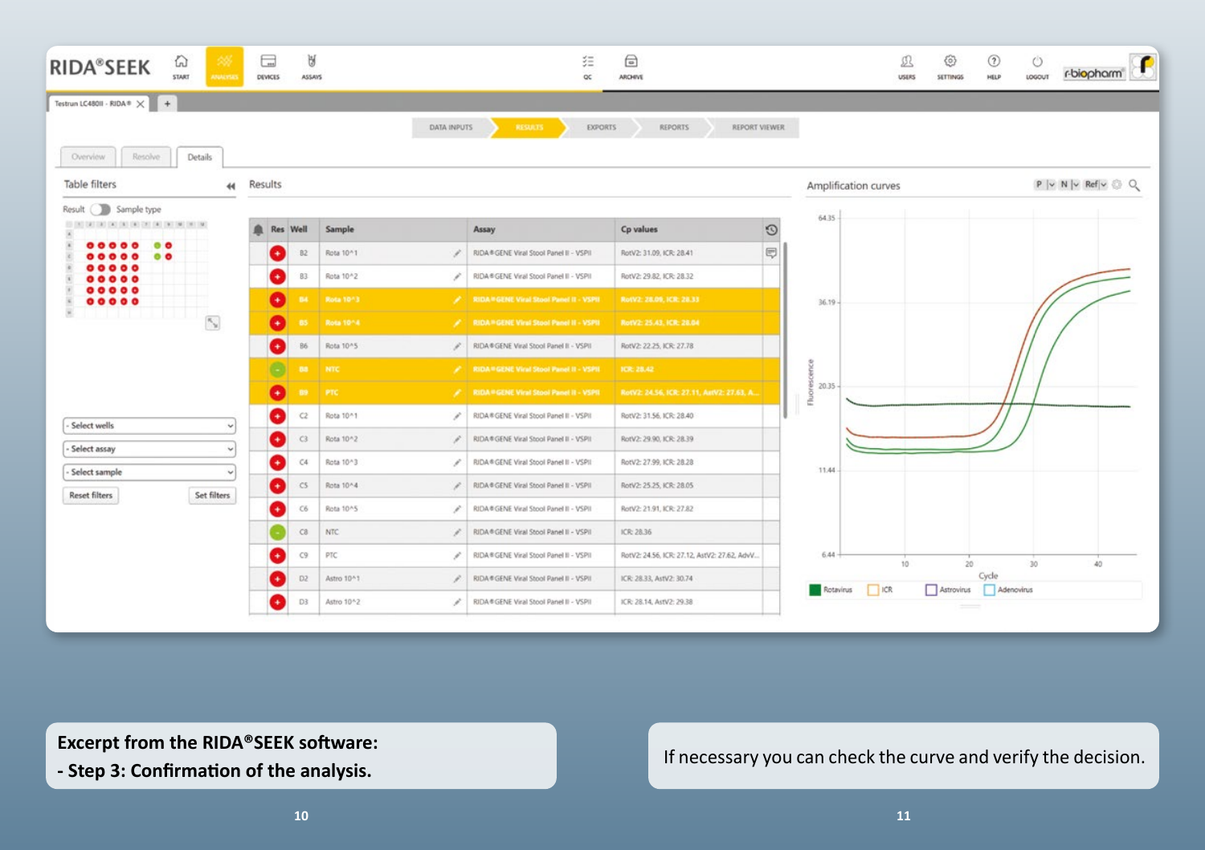**Excerpt from the RIDA®SEEK software:**
**- Step 3: Confirmation of the analysis.**

If necessary you can check the curve and verify the decision.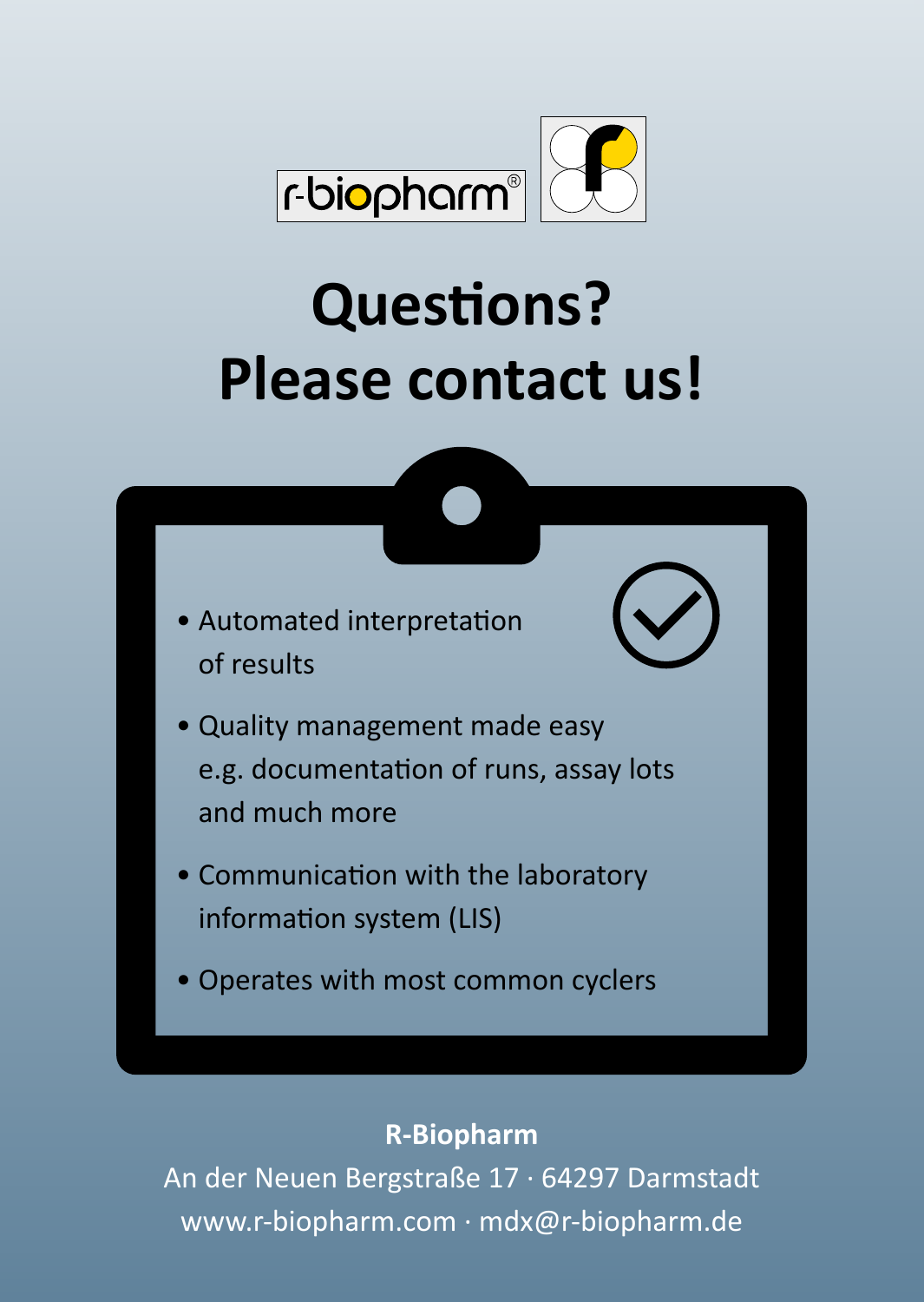r-biopharm®

# Questions?
# Please contact us!

- Automated interpretation of results
- Quality management made easy e.g. documentation of runs, assay lots and much more
- Communication with the laboratory information system (LIS)
- Operates with most common cyclers

**R-Biopharm**

An der Neuen Bergstraße 17 · 64297 Darmstadt

www.r-biopharm.com · mdx@r-biopharm.de